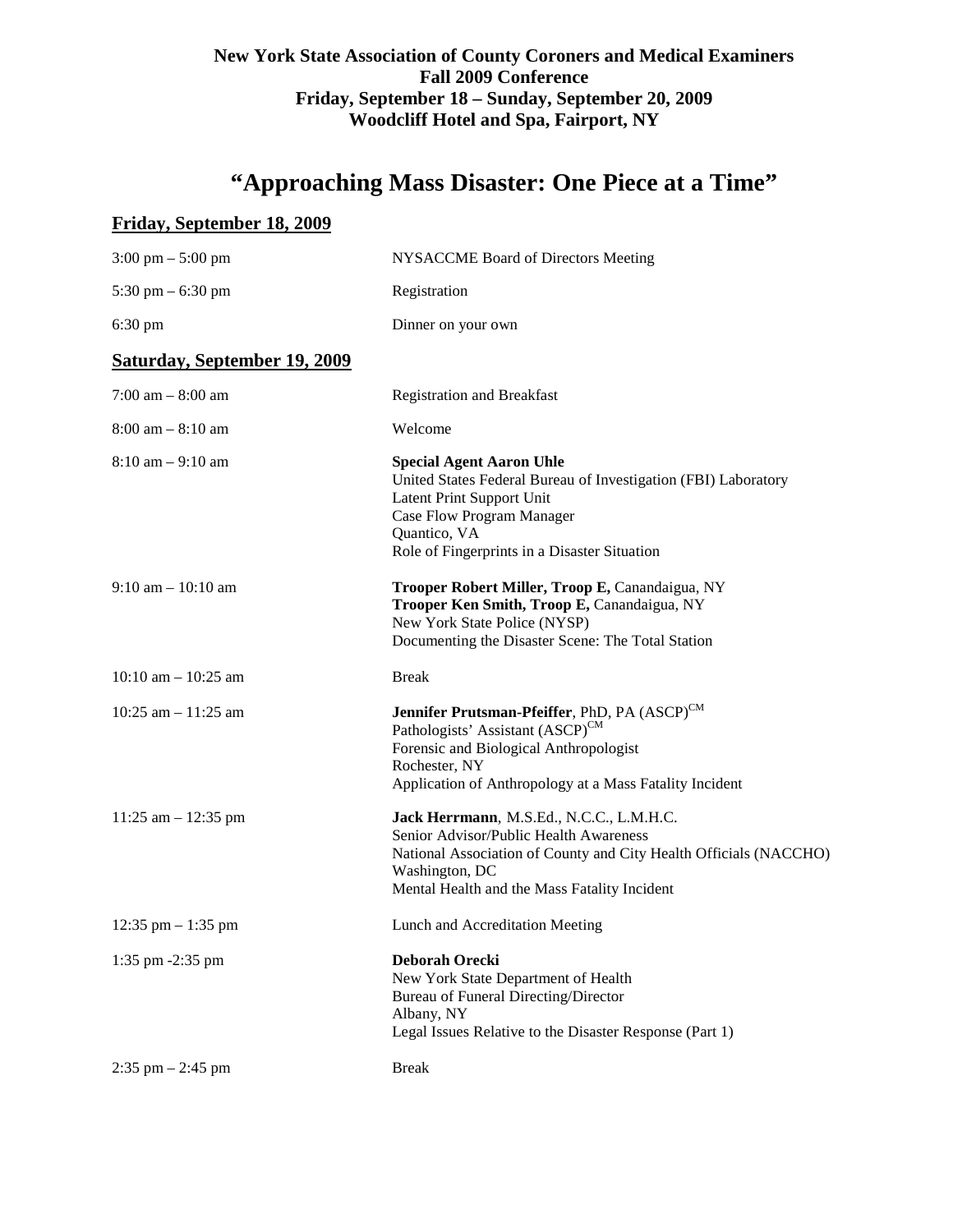**New York State Association of County Coroners and Medical Examiners**
**Fall 2009 Conference**
**Friday, September 18 – Sunday, September 20, 2009**
**Woodcliff Hotel and Spa, Fairport, NY**

# "Approaching Mass Disaster: One Piece at a Time"

## Friday, September 18, 2009

| | |
|---|---|
| 3:00 pm – 5:00 pm | NYSACCME Board of Directors Meeting |
| 5:30 pm – 6:30 pm | Registration |
| 6:30 pm | Dinner on your own |

## Saturday, September 19, 2009

| | |
|---|---|
| 7:00 am – 8:00 am | Registration and Breakfast |
| 8:00 am – 8:10 am | Welcome |
| 8:10 am – 9:10 am | **Special Agent Aaron Uhle**<br>United States Federal Bureau of Investigation (FBI) Laboratory<br>Latent Print Support Unit<br>Case Flow Program Manager<br>Quantico, VA<br>Role of Fingerprints in a Disaster Situation |
| 9:10 am – 10:10 am | **Trooper Robert Miller, Troop E,** Canandaigua, NY<br>**Trooper Ken Smith, Troop E,** Canandaigua, NY<br>New York State Police (NYSP)<br>Documenting the Disaster Scene: The Total Station |
| 10:10 am – 10:25 am | Break |
| 10:25 am – 11:25 am | **Jennifer Prutsman-Pfeiffer**, PhD, PA (ASCP)CM<br>Pathologists' Assistant (ASCP)CM<br>Forensic and Biological Anthropologist<br>Rochester, NY<br>Application of Anthropology at a Mass Fatality Incident |
| 11:25 am – 12:35 pm | **Jack Herrmann**, M.S.Ed., N.C.C., L.M.H.C.<br>Senior Advisor/Public Health Awareness<br>National Association of County and City Health Officials (NACCHO)<br>Washington, DC<br>Mental Health and the Mass Fatality Incident |
| 12:35 pm – 1:35 pm | Lunch and Accreditation Meeting |
| 1:35 pm -2:35 pm | **Deborah Orecki**<br>New York State Department of Health<br>Bureau of Funeral Directing/Director<br>Albany, NY<br>Legal Issues Relative to the Disaster Response (Part 1) |
| 2:35 pm – 2:45 pm | Break |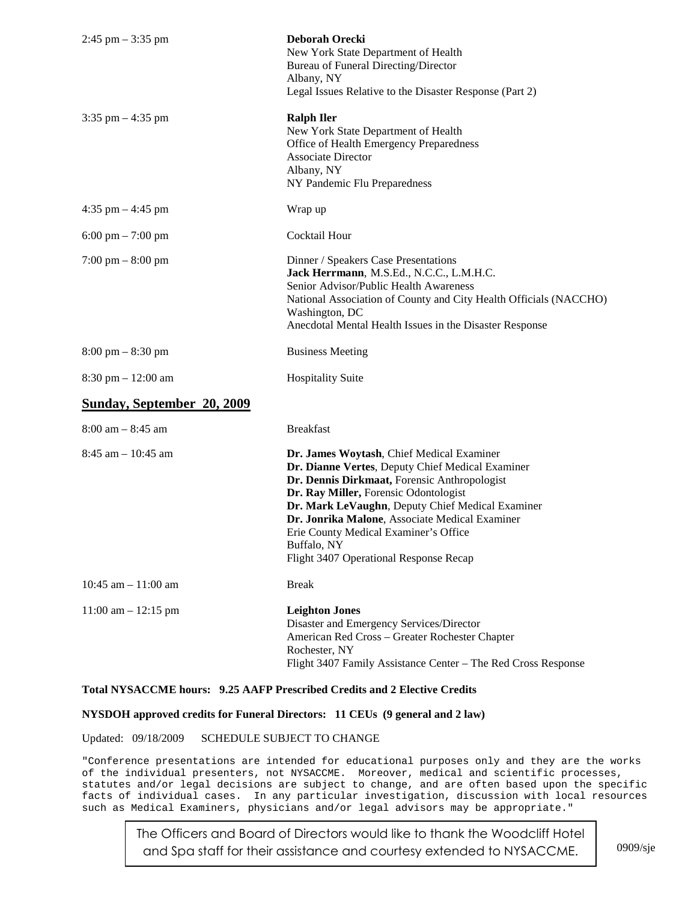| | |
|---|---|
| 2:45 pm – 3:35 pm | **Deborah Orecki**<br>New York State Department of Health<br>Bureau of Funeral Directing/Director<br>Albany, NY<br>Legal Issues Relative to the Disaster Response (Part 2) |
| 3:35 pm – 4:35 pm | **Ralph Iler**<br>New York State Department of Health<br>Office of Health Emergency Preparedness<br>Associate Director<br>Albany, NY<br>NY Pandemic Flu Preparedness |
| 4:35 pm – 4:45 pm | Wrap up |
| 6:00 pm – 7:00 pm | Cocktail Hour |
| 7:00 pm – 8:00 pm | Dinner / Speakers Case Presentations<br>**Jack Herrmann**, M.S.Ed., N.C.C., L.M.H.C.<br>Senior Advisor/Public Health Awareness<br>National Association of County and City Health Officials (NACCHO)<br>Washington, DC<br>Anecdotal Mental Health Issues in the Disaster Response |
| 8:00 pm – 8:30 pm | Business Meeting |
| 8:30 pm – 12:00 am | Hospitality Suite |

## Sunday, September 20, 2009

| | |
|---|---|
| 8:00 am – 8:45 am | Breakfast |
| 8:45 am – 10:45 am | **Dr. James Woytash**, Chief Medical Examiner<br>**Dr. Dianne Vertes**, Deputy Chief Medical Examiner<br>**Dr. Dennis Dirkmaat,** Forensic Anthropologist<br>**Dr. Ray Miller,** Forensic Odontologist<br>**Dr. Mark LeVaughn**, Deputy Chief Medical Examiner<br>**Dr. Jonrika Malone**, Associate Medical Examiner<br>Erie County Medical Examiner's Office<br>Buffalo, NY<br>Flight 3407 Operational Response Recap |
| 10:45 am – 11:00 am | Break |
| 11:00 am – 12:15 pm | **Leighton Jones**<br>Disaster and Emergency Services/Director<br>American Red Cross – Greater Rochester Chapter<br>Rochester, NY<br>Flight 3407 Family Assistance Center – The Red Cross Response |

**Total NYSACCME hours: 9.25 AAFP Prescribed Credits and 2 Elective Credits**

**NYSDOH approved credits for Funeral Directors: 11 CEUs (9 general and 2 law)**

Updated: 09/18/2009 SCHEDULE SUBJECT TO CHANGE

"Conference presentations are intended for educational purposes only and they are the works of the individual presenters, not NYSACCME. Moreover, medical and scientific processes, statutes and/or legal decisions are subject to change, and are often based upon the specific facts of individual cases. In any particular investigation, discussion with local resources such as Medical Examiners, physicians and/or legal advisors may be appropriate."

The Officers and Board of Directors would like to thank the Woodcliff Hotel and Spa staff for their assistance and courtesy extended to NYSACCME.

0909/sje